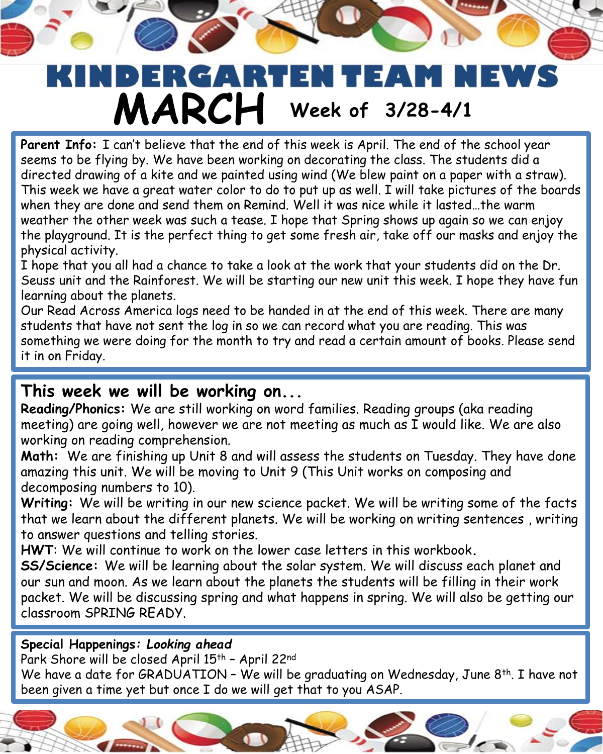# KINDERGARTEN TEAM NEWS

## MARCH Week of 3/28-4/1

**Parent Info:** I can't believe that the end of this week is April. The end of the school year seems to be flying by. We have been working on decorating the class. The students did a directed drawing of a kite and we painted using wind (We blew paint on a paper with a straw). This week we have a great water color to do to put up as well. I will take pictures of the boards when they are done and send them on Remind. Well it was nice while it lasted…the warm weather the other week was such a tease. I hope that Spring shows up again so we can enjoy the playground. It is the perfect thing to get some fresh air, take off our masks and enjoy the physical activity.

I hope that you all had a chance to take a look at the work that your students did on the Dr. Seuss unit and the Rainforest. We will be starting our new unit this week. I hope they have fun learning about the planets.

Our Read Across America logs need to be handed in at the end of this week. There are many students that have not sent the log in so we can record what you are reading. This was something we were doing for the month to try and read a certain amount of books. Please send it in on Friday.

## This week we will be working on...

**Reading/Phonics:** We are still working on word families. Reading groups (aka reading meeting) are going well, however we are not meeting as much as I would like. We are also working on reading comprehension.

**Math:** We are finishing up Unit 8 and will assess the students on Tuesday. They have done amazing this unit. We will be moving to Unit 9 (This Unit works on composing and decomposing numbers to 10).

**Writing:** We will be writing in our new science packet. We will be writing some of the facts that we learn about the different planets. We will be working on writing sentences , writing to answer questions and telling stories.

**HWT**: We will continue to work on the lower case letters in this workbook.

**SS/Science:** We will be learning about the solar system. We will discuss each planet and our sun and moon. As we learn about the planets the students will be filling in their work packet. We will be discussing spring and what happens in spring. We will also be getting our classroom SPRING READY.

**Special Happenings:** ***Looking ahead***

Park Shore will be closed April 15th – April 22nd

We have a date for GRADUATION – We will be graduating on Wednesday, June 8th. I have not been given a time yet but once I do we will get that to you ASAP.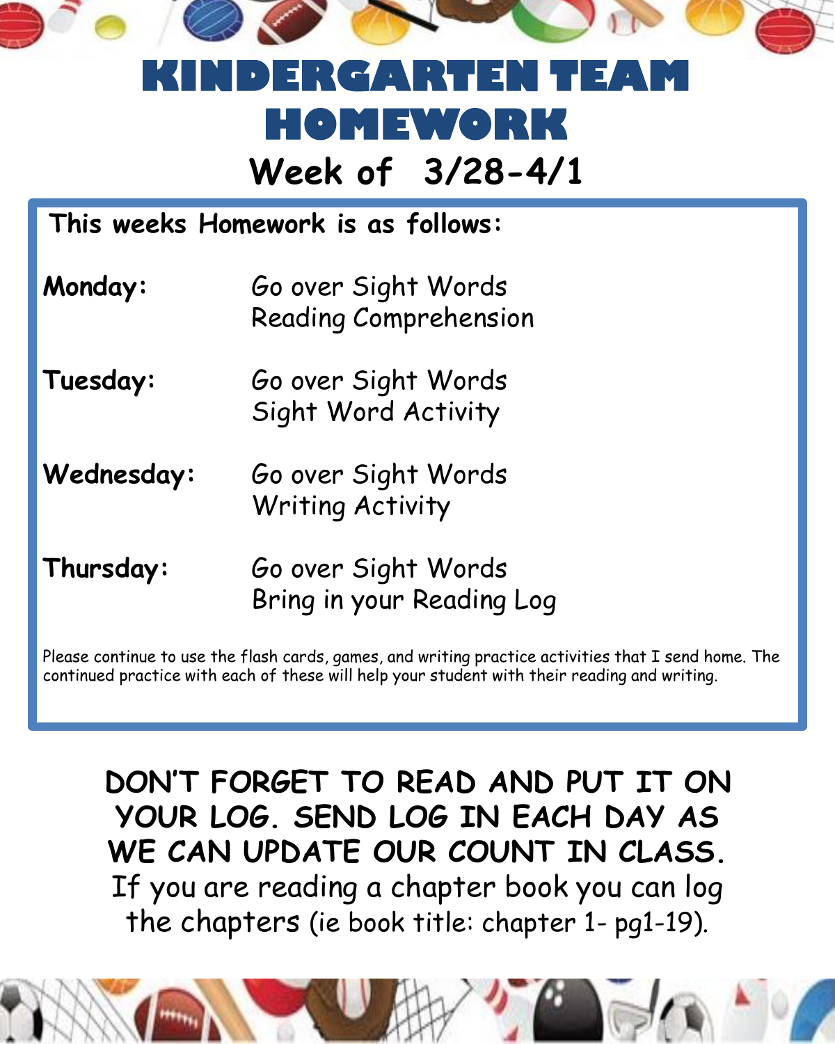# KINDERGARTEN TEAM HOMEWORK

## Week of 3/28-4/1

**This weeks Homework is as follows:**

| | |
|---|---|
| **Monday:** | Go over Sight Words<br>Reading Comprehension |
| **Tuesday:** | Go over Sight Words<br>Sight Word Activity |
| **Wednesday:** | Go over Sight Words<br>Writing Activity |
| **Thursday:** | Go over Sight Words<br>Bring in your Reading Log |

Please continue to use the flash cards, games, and writing practice activities that I send home. The continued practice with each of these will help your student with their reading and writing.

**DON'T FORGET TO READ AND PUT IT ON YOUR LOG. SEND LOG IN EACH DAY AS WE CAN UPDATE OUR COUNT IN CLASS.**

If you are reading a chapter book you can log the chapters (ie book title: chapter 1- pg1-19).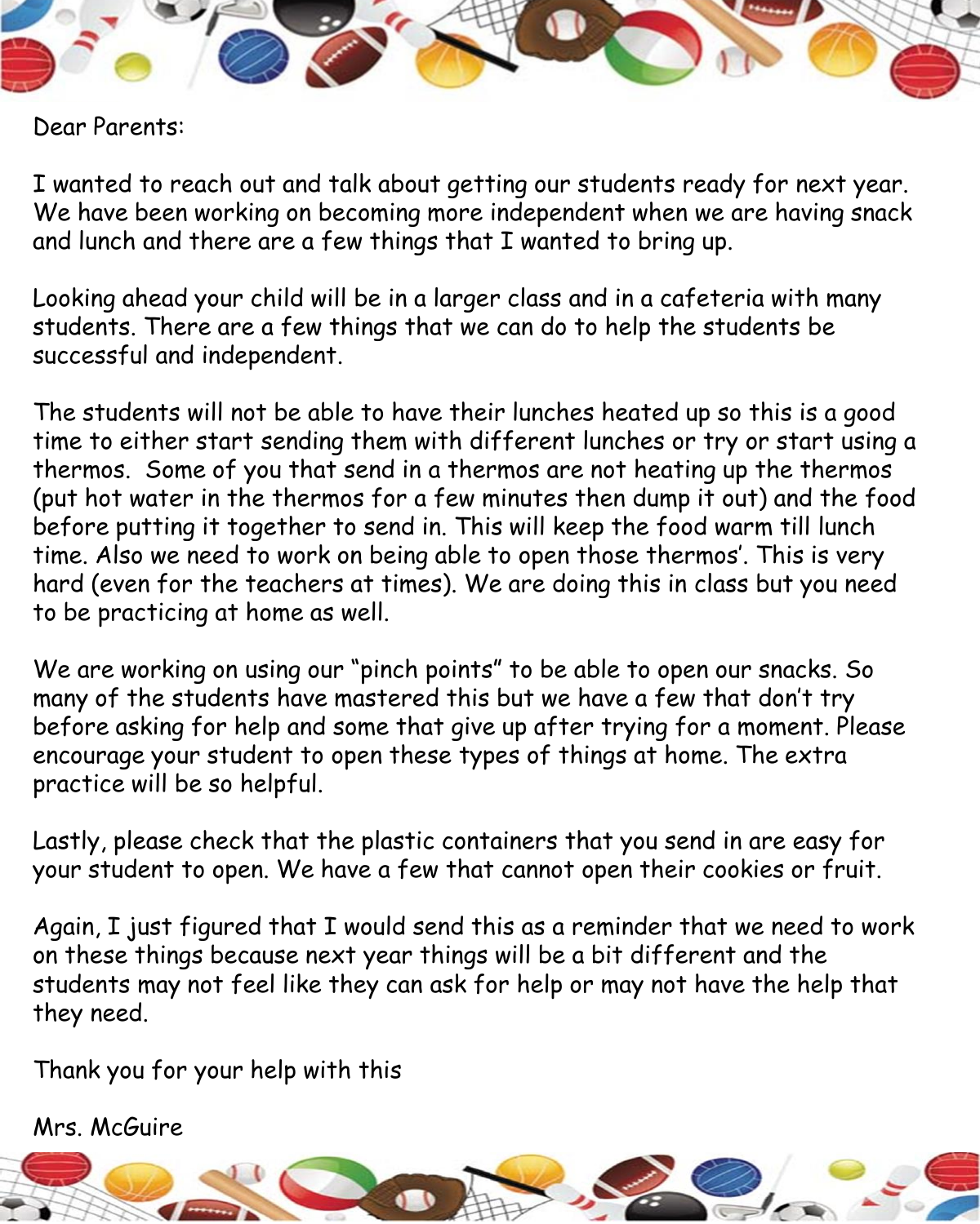Dear Parents:

I wanted to reach out and talk about getting our students ready for next year. We have been working on becoming more independent when we are having snack and lunch and there are a few things that I wanted to bring up.

Looking ahead your child will be in a larger class and in a cafeteria with many students. There are a few things that we can do to help the students be successful and independent.

The students will not be able to have their lunches heated up so this is a good time to either start sending them with different lunches or try or start using a thermos. Some of you that send in a thermos are not heating up the thermos (put hot water in the thermos for a few minutes then dump it out) and the food before putting it together to send in. This will keep the food warm till lunch time. Also we need to work on being able to open those thermos'. This is very hard (even for the teachers at times). We are doing this in class but you need to be practicing at home as well.

We are working on using our "pinch points" to be able to open our snacks. So many of the students have mastered this but we have a few that don't try before asking for help and some that give up after trying for a moment. Please encourage your student to open these types of things at home. The extra practice will be so helpful.

Lastly, please check that the plastic containers that you send in are easy for your student to open. We have a few that cannot open their cookies or fruit.

Again, I just figured that I would send this as a reminder that we need to work on these things because next year things will be a bit different and the students may not feel like they can ask for help or may not have the help that they need.

Thank you for your help with this

Mrs. McGuire